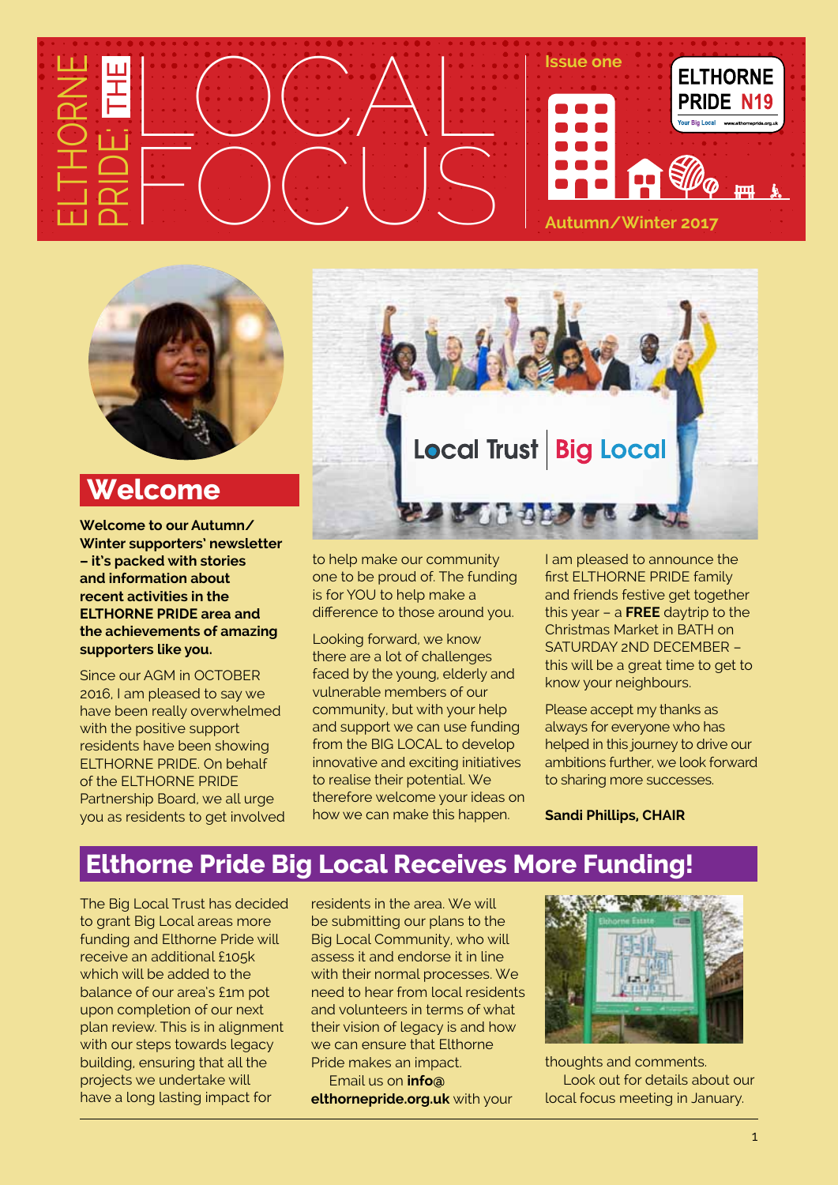# ELTHORNE PRIDE: THE LOCAL FOCUS

Issue one

ELTHORNE PRIDE N19

Autumn/Winter 2017

## Welcome

**Welcome to our Autumn/Winter supporters' newsletter – it's packed with stories and information about recent activities in the ELTHORNE PRIDE area and the achievements of amazing supporters like you.**

Since our AGM in OCTOBER 2016, I am pleased to say we have been really overwhelmed with the positive support residents have been showing ELTHORNE PRIDE. On behalf of the ELTHORNE PRIDE Partnership Board, we all urge you as residents to get involved to help make our community one to be proud of. The funding is for YOU to help make a difference to those around you.

Looking forward, we know there are a lot of challenges faced by the young, elderly and vulnerable members of our community, but with your help and support we can use funding from the BIG LOCAL to develop innovative and exciting initiatives to realise their potential. We therefore welcome your ideas on how we can make this happen.

I am pleased to announce the first ELTHORNE PRIDE family and friends festive get together this year – a **FREE** daytrip to the Christmas Market in BATH on SATURDAY 2ND DECEMBER – this will be a great time to get to know your neighbours.

Please accept my thanks as always for everyone who has helped in this journey to drive our ambitions further, we look forward to sharing more successes.

**Sandi Phillips, CHAIR**

## Elthorne Pride Big Local Receives More Funding!

The Big Local Trust has decided to grant Big Local areas more funding and Elthorne Pride will receive an additional £105k which will be added to the balance of our area's £1m pot upon completion of our next plan review. This is in alignment with our steps towards legacy building, ensuring that all the projects we undertake will have a long lasting impact for residents in the area. We will be submitting our plans to the Big Local Community, who will assess it and endorse it in line with their normal processes. We need to hear from local residents and volunteers in terms of what their vision of legacy is and how we can ensure that Elthorne Pride makes an impact.

Email us on **info@elthornepride.org.uk** with your thoughts and comments.

Look out for details about our local focus meeting in January.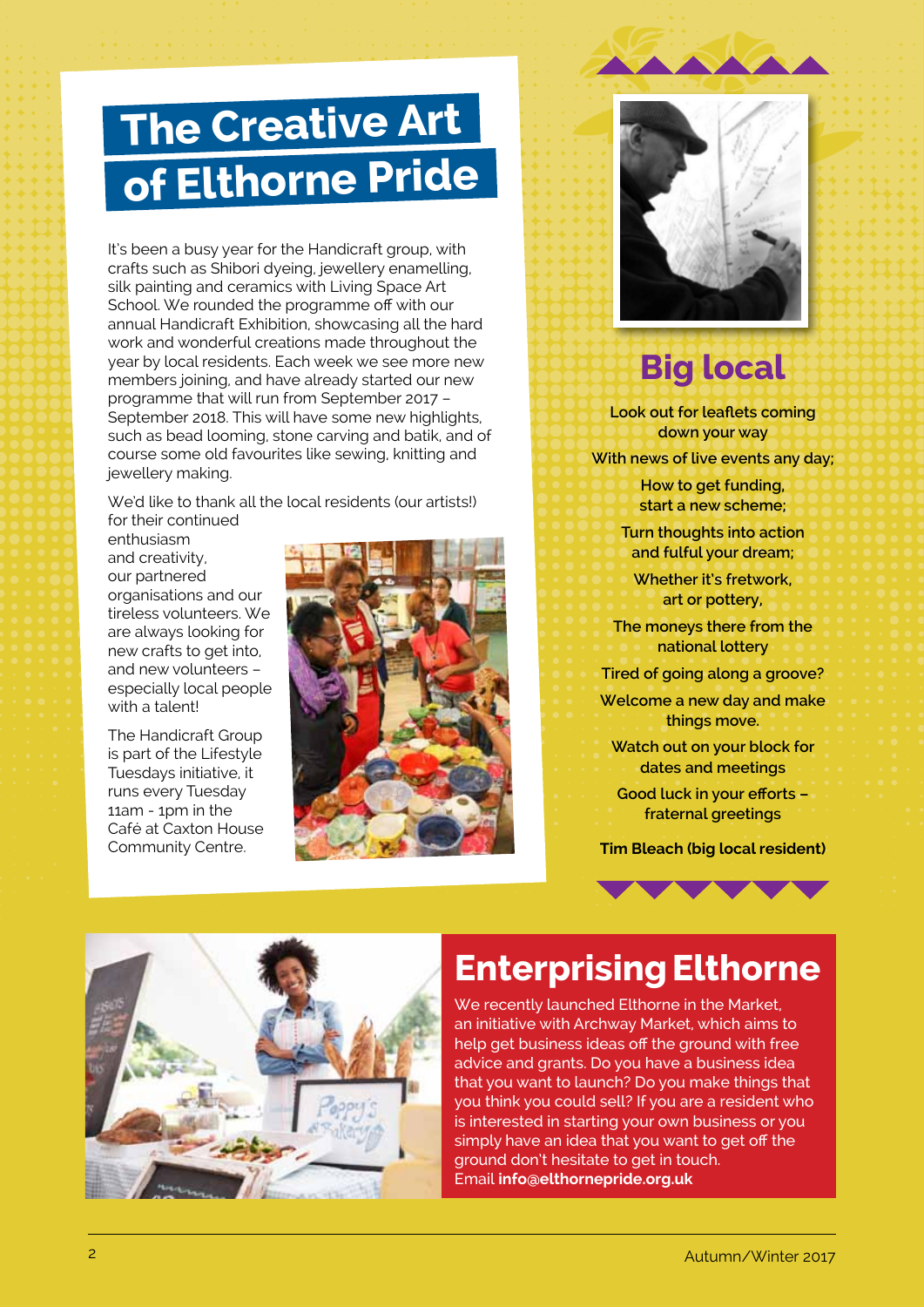# The Creative Art of Elthorne Pride

It's been a busy year for the Handicraft group, with crafts such as Shibori dyeing, jewellery enamelling, silk painting and ceramics with Living Space Art School. We rounded the programme off with our annual Handicraft Exhibition, showcasing all the hard work and wonderful creations made throughout the year by local residents. Each week we see more new members joining, and have already started our new programme that will run from September 2017 – September 2018. This will have some new highlights, such as bead looming, stone carving and batik, and of course some old favourites like sewing, knitting and jewellery making.

We'd like to thank all the local residents (our artists!) for their continued enthusiasm and creativity, our partnered organisations and our tireless volunteers. We are always looking for new crafts to get into, and new volunteers – especially local people with a talent!

The Handicraft Group is part of the Lifestyle Tuesdays initiative, it runs every Tuesday 11am - 1pm in the Café at Caxton House Community Centre.

# Big local

**Look out for leaflets coming down your way**

**With news of live events any day;**

**How to get funding, start a new scheme;**

**Turn thoughts into action and fulful your dream;**

**Whether it's fretwork, art or pottery,**

**The moneys there from the national lottery**

**Tired of going along a groove?**

**Welcome a new day and make things move.**

**Watch out on your block for dates and meetings**

**Good luck in your efforts – fraternal greetings**

**Tim Bleach (big local resident)**

# Enterprising Elthorne

We recently launched Elthorne in the Market, an initiative with Archway Market, which aims to help get business ideas off the ground with free advice and grants. Do you have a business idea that you want to launch? Do you make things that you think you could sell? If you are a resident who is interested in starting your own business or you simply have an idea that you want to get off the ground don't hesitate to get in touch. Email **info@elthornepride.org.uk**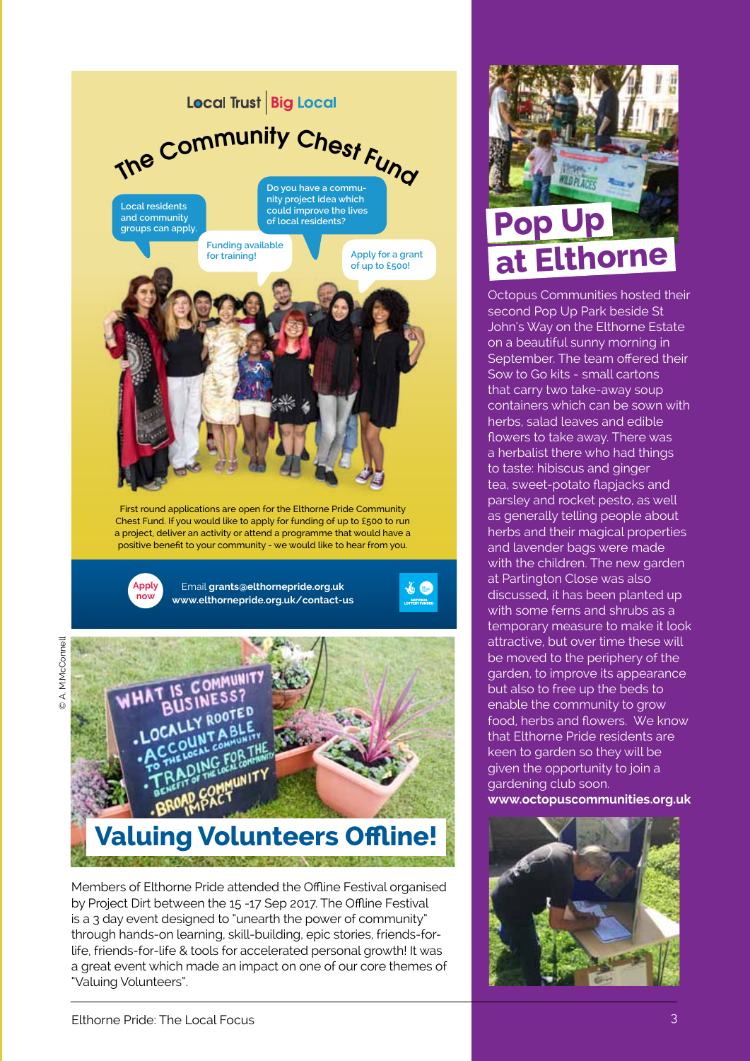Local Trust | Big Local

## The Community Chest Fund

Local residents and community groups can apply.

Do you have a community project idea which could improve the lives of local residents?

Funding available for training!

Apply for a grant of up to £500!

First round applications are open for the Elthorne Pride Community Chest Fund. If you would like to apply for funding of up to £500 to run a project, deliver an activity or attend a programme that would have a positive benefit to your community - we would like to hear from you.

**Apply now**

Email **grants@elthornepride.org.uk**
**www.elthornepride.org.uk/contact-us**

© A. M McConnell

WHAT IS COMMUNITY BUSINESS?
- LOCALLY ROOTED
- ACCOUNTABLE TO THE LOCAL COMMUNITY
- TRADING FOR THE BENEFIT OF THE LOCAL COMMUNITY
- BROAD COMMUNITY IMPACT

## Valuing Volunteers Offline!

Members of Elthorne Pride attended the Offline Festival organised by Project Dirt between the 15 -17 Sep 2017. The Offline Festival is a 3 day event designed to "unearth the power of community" through hands-on learning, skill-building, epic stories, friends-for-life, friends-for-life & tools for accelerated personal growth! It was a great event which made an impact on one of our core themes of "Valuing Volunteers".

## Pop Up at Elthorne

Octopus Communities hosted their second Pop Up Park beside St John's Way on the Elthorne Estate on a beautiful sunny morning in September. The team offered their Sow to Go kits - small cartons that carry two take-away soup containers which can be sown with herbs, salad leaves and edible flowers to take away. There was a herbalist there who had things to taste: hibiscus and ginger tea, sweet-potato flapjacks and parsley and rocket pesto, as well as generally telling people about herbs and their magical properties and lavender bags were made with the children. The new garden at Partington Close was also discussed, it has been planted up with some ferns and shrubs as a temporary measure to make it look attractive, but over time these will be moved to the periphery of the garden, to improve its appearance but also to free up the beds to enable the community to grow food, herbs and flowers. We know that Elthorne Pride residents are keen to garden so they will be given the opportunity to join a gardening club soon.
**www.octopuscommunities.org.uk**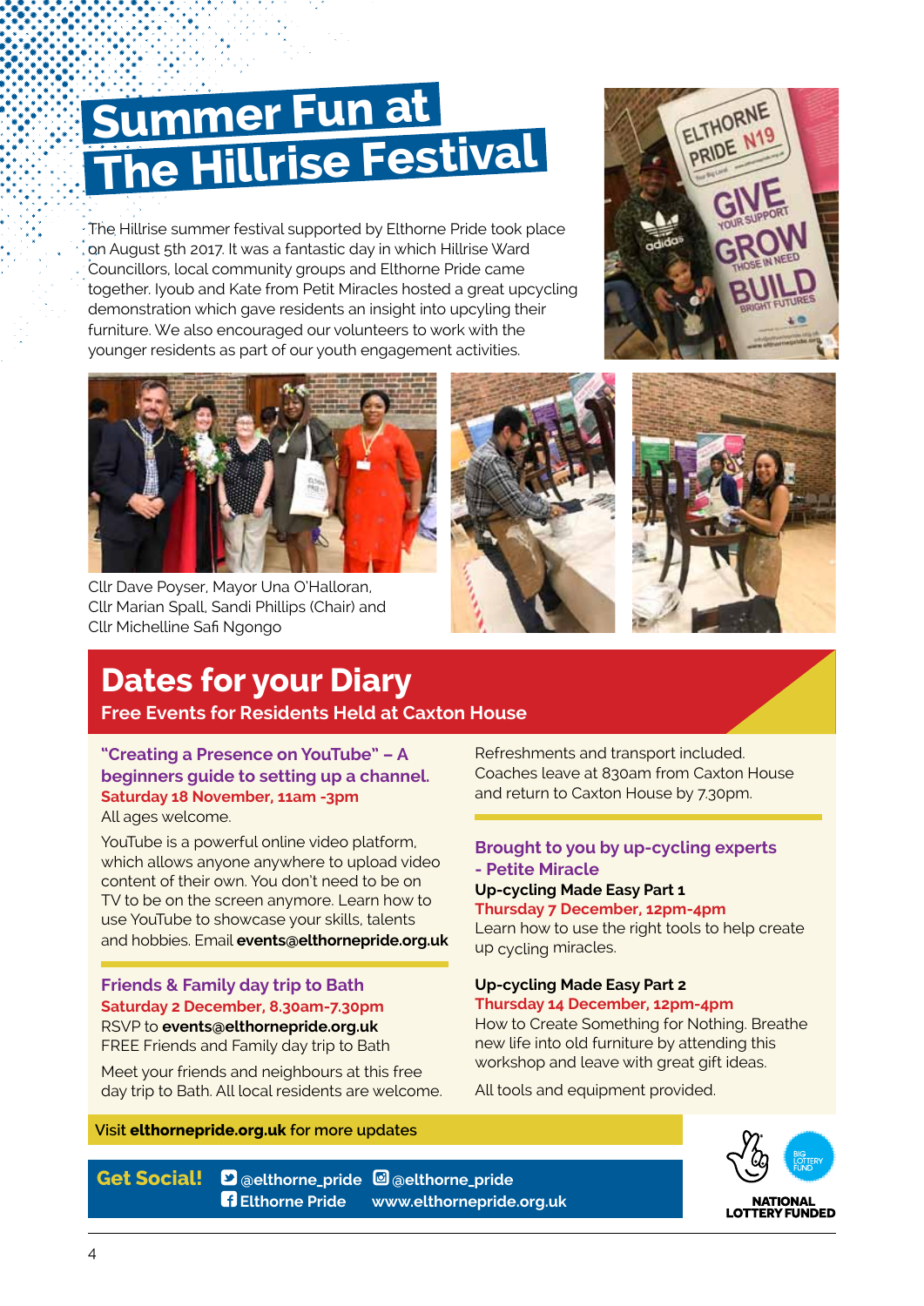# Summer Fun at The Hillrise Festival

The Hillrise summer festival supported by Elthorne Pride took place on August 5th 2017. It was a fantastic day in which Hillrise Ward Councillors, local community groups and Elthorne Pride came together. Iyoub and Kate from Petit Miracles hosted a great upcycling demonstration which gave residents an insight into upcyling their furniture. We also encouraged our volunteers to work with the younger residents as part of our youth engagement activities.

Cllr Dave Poyser, Mayor Una O'Halloran, Cllr Marian Spall, Sandi Phillips (Chair) and Cllr Michelline Safi Ngongo

## Dates for your Diary

**Free Events for Residents Held at Caxton House**

### "Creating a Presence on YouTube" – A beginners guide to setting up a channel.

**Saturday 18 November, 11am -3pm**

All ages welcome.

YouTube is a powerful online video platform, which allows anyone anywhere to upload video content of their own. You don't need to be on TV to be on the screen anymore. Learn how to use YouTube to showcase your skills, talents and hobbies. Email **events@elthornepride.org.uk**

### Friends & Family day trip to Bath

**Saturday 2 December, 8.30am-7.30pm**

RSVP to **events@elthornepride.org.uk**

FREE Friends and Family day trip to Bath

Meet your friends and neighbours at this free day trip to Bath. All local residents are welcome.

Refreshments and transport included. Coaches leave at 830am from Caxton House and return to Caxton House by 7.30pm.

### Brought to you by up-cycling experts - Petite Miracle

**Up-cycling Made Easy Part 1**

**Thursday 7 December, 12pm-4pm**

Learn how to use the right tools to help create up cycling miracles.

**Up-cycling Made Easy Part 2**

**Thursday 14 December, 12pm-4pm**

How to Create Something for Nothing. Breathe new life into old furniture by attending this workshop and leave with great gift ideas.

All tools and equipment provided.

Visit **elthornepride.org.uk** for more updates

**Get Social!** @elthorne_pride @elthorne_pride Elthorne Pride www.elthornepride.org.uk

NATIONAL LOTTERY FUNDED